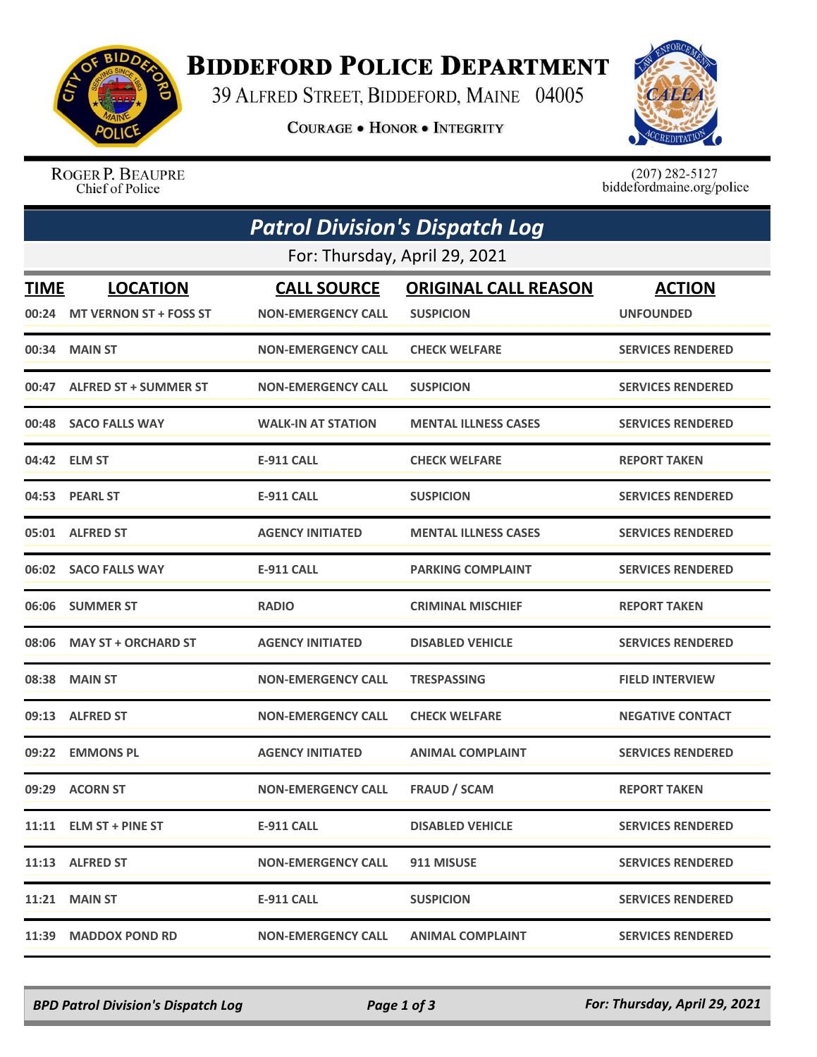# Biddeford Police Department

39 Alfred Street, Biddeford, Maine 04005

**Courage • Honor • Integrity**

Roger P. Beaupre
Chief of Police

(207) 282-5127
biddefordmaine.org/police

## *Patrol Division's Dispatch Log*

For: Thursday, April 29, 2021

| TIME | LOCATION | CALL SOURCE | ORIGINAL CALL REASON | ACTION |
|---|---|---|---|---|
| 00:24 | MT VERNON ST + FOSS ST | NON-EMERGENCY CALL | SUSPICION | UNFOUNDED |
| 00:34 | MAIN ST | NON-EMERGENCY CALL | CHECK WELFARE | SERVICES RENDERED |
| 00:47 | ALFRED ST + SUMMER ST | NON-EMERGENCY CALL | SUSPICION | SERVICES RENDERED |
| 00:48 | SACO FALLS WAY | WALK-IN AT STATION | MENTAL ILLNESS CASES | SERVICES RENDERED |
| 04:42 | ELM ST | E-911 CALL | CHECK WELFARE | REPORT TAKEN |
| 04:53 | PEARL ST | E-911 CALL | SUSPICION | SERVICES RENDERED |
| 05:01 | ALFRED ST | AGENCY INITIATED | MENTAL ILLNESS CASES | SERVICES RENDERED |
| 06:02 | SACO FALLS WAY | E-911 CALL | PARKING COMPLAINT | SERVICES RENDERED |
| 06:06 | SUMMER ST | RADIO | CRIMINAL MISCHIEF | REPORT TAKEN |
| 08:06 | MAY ST + ORCHARD ST | AGENCY INITIATED | DISABLED VEHICLE | SERVICES RENDERED |
| 08:38 | MAIN ST | NON-EMERGENCY CALL | TRESPASSING | FIELD INTERVIEW |
| 09:13 | ALFRED ST | NON-EMERGENCY CALL | CHECK WELFARE | NEGATIVE CONTACT |
| 09:22 | EMMONS PL | AGENCY INITIATED | ANIMAL COMPLAINT | SERVICES RENDERED |
| 09:29 | ACORN ST | NON-EMERGENCY CALL | FRAUD / SCAM | REPORT TAKEN |
| 11:11 | ELM ST + PINE ST | E-911 CALL | DISABLED VEHICLE | SERVICES RENDERED |
| 11:13 | ALFRED ST | NON-EMERGENCY CALL | 911 MISUSE | SERVICES RENDERED |
| 11:21 | MAIN ST | E-911 CALL | SUSPICION | SERVICES RENDERED |
| 11:39 | MADDOX POND RD | NON-EMERGENCY CALL | ANIMAL COMPLAINT | SERVICES RENDERED |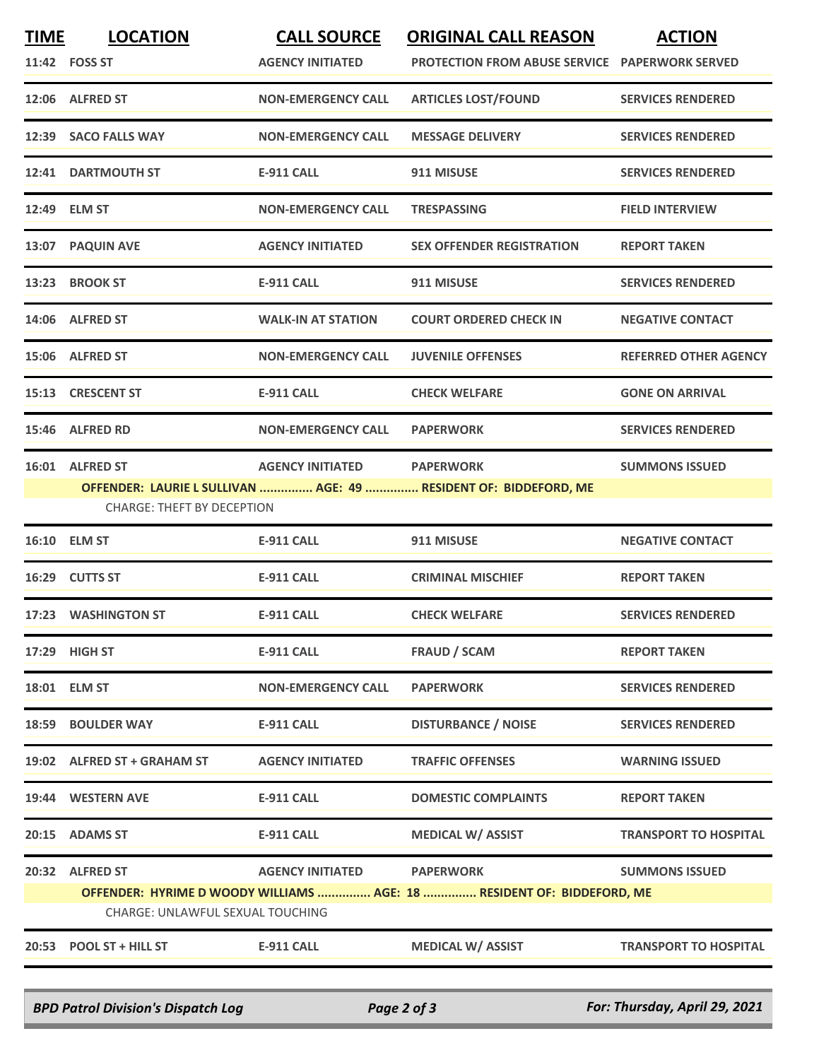| TIME | LOCATION | CALL SOURCE | ORIGINAL CALL REASON | ACTION |
|---|---|---|---|---|
| 11:42 | FOSS ST | AGENCY INITIATED | PROTECTION FROM ABUSE SERVICE | PAPERWORK SERVED |
| 12:06 | ALFRED ST | NON-EMERGENCY CALL | ARTICLES LOST/FOUND | SERVICES RENDERED |
| 12:39 | SACO FALLS WAY | NON-EMERGENCY CALL | MESSAGE DELIVERY | SERVICES RENDERED |
| 12:41 | DARTMOUTH ST | E-911 CALL | 911 MISUSE | SERVICES RENDERED |
| 12:49 | ELM ST | NON-EMERGENCY CALL | TRESPASSING | FIELD INTERVIEW |
| 13:07 | PAQUIN AVE | AGENCY INITIATED | SEX OFFENDER REGISTRATION | REPORT TAKEN |
| 13:23 | BROOK ST | E-911 CALL | 911 MISUSE | SERVICES RENDERED |
| 14:06 | ALFRED ST | WALK-IN AT STATION | COURT ORDERED CHECK IN | NEGATIVE CONTACT |
| 15:06 | ALFRED ST | NON-EMERGENCY CALL | JUVENILE OFFENSES | REFERRED OTHER AGENCY |
| 15:13 | CRESCENT ST | E-911 CALL | CHECK WELFARE | GONE ON ARRIVAL |
| 15:46 | ALFRED RD | NON-EMERGENCY CALL | PAPERWORK | SERVICES RENDERED |
| 16:01 | ALFRED ST | AGENCY INITIATED | PAPERWORK | SUMMONS ISSUED |
| | OFFENDER: LAURIE L SULLIVAN ............... AGE: 49 ............... RESIDENT OF: BIDDEFORD, ME | | | |
| | CHARGE: THEFT BY DECEPTION | | | |
| 16:10 | ELM ST | E-911 CALL | 911 MISUSE | NEGATIVE CONTACT |
| 16:29 | CUTTS ST | E-911 CALL | CRIMINAL MISCHIEF | REPORT TAKEN |
| 17:23 | WASHINGTON ST | E-911 CALL | CHECK WELFARE | SERVICES RENDERED |
| 17:29 | HIGH ST | E-911 CALL | FRAUD / SCAM | REPORT TAKEN |
| 18:01 | ELM ST | NON-EMERGENCY CALL | PAPERWORK | SERVICES RENDERED |
| 18:59 | BOULDER WAY | E-911 CALL | DISTURBANCE / NOISE | SERVICES RENDERED |
| 19:02 | ALFRED ST + GRAHAM ST | AGENCY INITIATED | TRAFFIC OFFENSES | WARNING ISSUED |
| 19:44 | WESTERN AVE | E-911 CALL | DOMESTIC COMPLAINTS | REPORT TAKEN |
| 20:15 | ADAMS ST | E-911 CALL | MEDICAL W/ ASSIST | TRANSPORT TO HOSPITAL |
| 20:32 | ALFRED ST | AGENCY INITIATED | PAPERWORK | SUMMONS ISSUED |
| | OFFENDER: HYRIME D WOODY WILLIAMS ............... AGE: 18 ............... RESIDENT OF: BIDDEFORD, ME | | | |
| | CHARGE: UNLAWFUL SEXUAL TOUCHING | | | |
| 20:53 | POOL ST + HILL ST | E-911 CALL | MEDICAL W/ ASSIST | TRANSPORT TO HOSPITAL |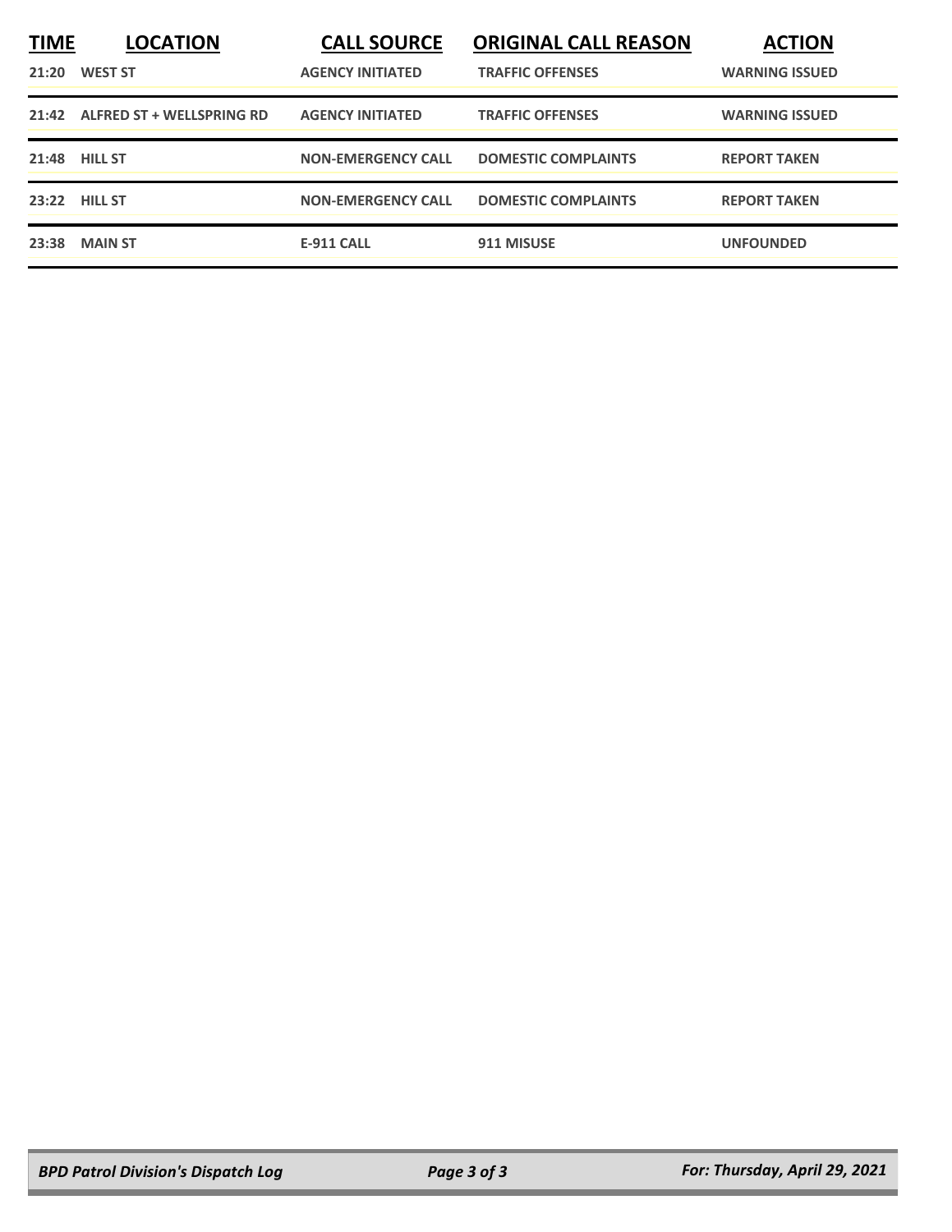| TIME | LOCATION | CALL SOURCE | ORIGINAL CALL REASON | ACTION |
|---|---|---|---|---|
| 21:20 | WEST ST | AGENCY INITIATED | TRAFFIC OFFENSES | WARNING ISSUED |
| 21:42 | ALFRED ST + WELLSPRING RD | AGENCY INITIATED | TRAFFIC OFFENSES | WARNING ISSUED |
| 21:48 | HILL ST | NON-EMERGENCY CALL | DOMESTIC COMPLAINTS | REPORT TAKEN |
| 23:22 | HILL ST | NON-EMERGENCY CALL | DOMESTIC COMPLAINTS | REPORT TAKEN |
| 23:38 | MAIN ST | E-911 CALL | 911 MISUSE | UNFOUNDED |